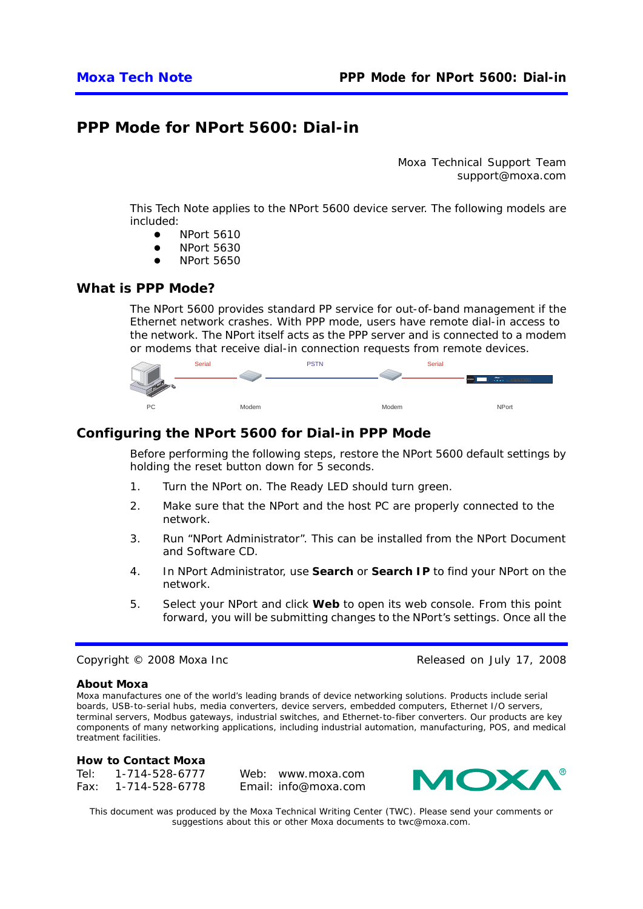# PPP Mode for NPort 5600: Dial-in

Moxa Technical Support Team
support@moxa.com

This Tech Note applies to the NPort 5600 device server. The following models are included:

- NPort 5610
- NPort 5630
- NPort 5650

## What is PPP Mode?

The NPort 5600 provides standard PP service for out-of-band management if the Ethernet network crashes. With PPP mode, users have remote dial-in access to the network. The NPort itself acts as the PPP server and is connected to a modem or modems that receive dial-in connection requests from remote devices.

Serial PSTN Serial

PC Modem Modem NPort

## Configuring the NPort 5600 for Dial-in PPP Mode

Before performing the following steps, restore the NPort 5600 default settings by holding the reset button down for 5 seconds.

1. Turn the NPort on. The Ready LED should turn green.
2. Make sure that the NPort and the host PC are properly connected to the network.
3. Run "NPort Administrator". This can be installed from the NPort Document and Software CD.
4. In NPort Administrator, use **Search** or **Search IP** to find your NPort on the network.
5. Select your NPort and click **Web** to open its web console. From this point forward, you will be submitting changes to the NPort's settings. Once all the

Copyright © 2008 Moxa Inc Released on July 17, 2008

**About Moxa**

Moxa manufactures one of the world's leading brands of device networking solutions. Products include serial boards, USB-to-serial hubs, media converters, device servers, embedded computers, Ethernet I/O servers, terminal servers, Modbus gateways, industrial switches, and Ethernet-to-fiber converters. Our products are key components of many networking applications, including industrial automation, manufacturing, POS, and medical treatment facilities.

**How to Contact Moxa**

Tel: 1-714-528-6777 Web: www.moxa.com
Fax: 1-714-528-6778 Email: info@moxa.com

This document was produced by the Moxa Technical Writing Center (TWC). Please send your comments or suggestions about this or other Moxa documents to twc@moxa.com.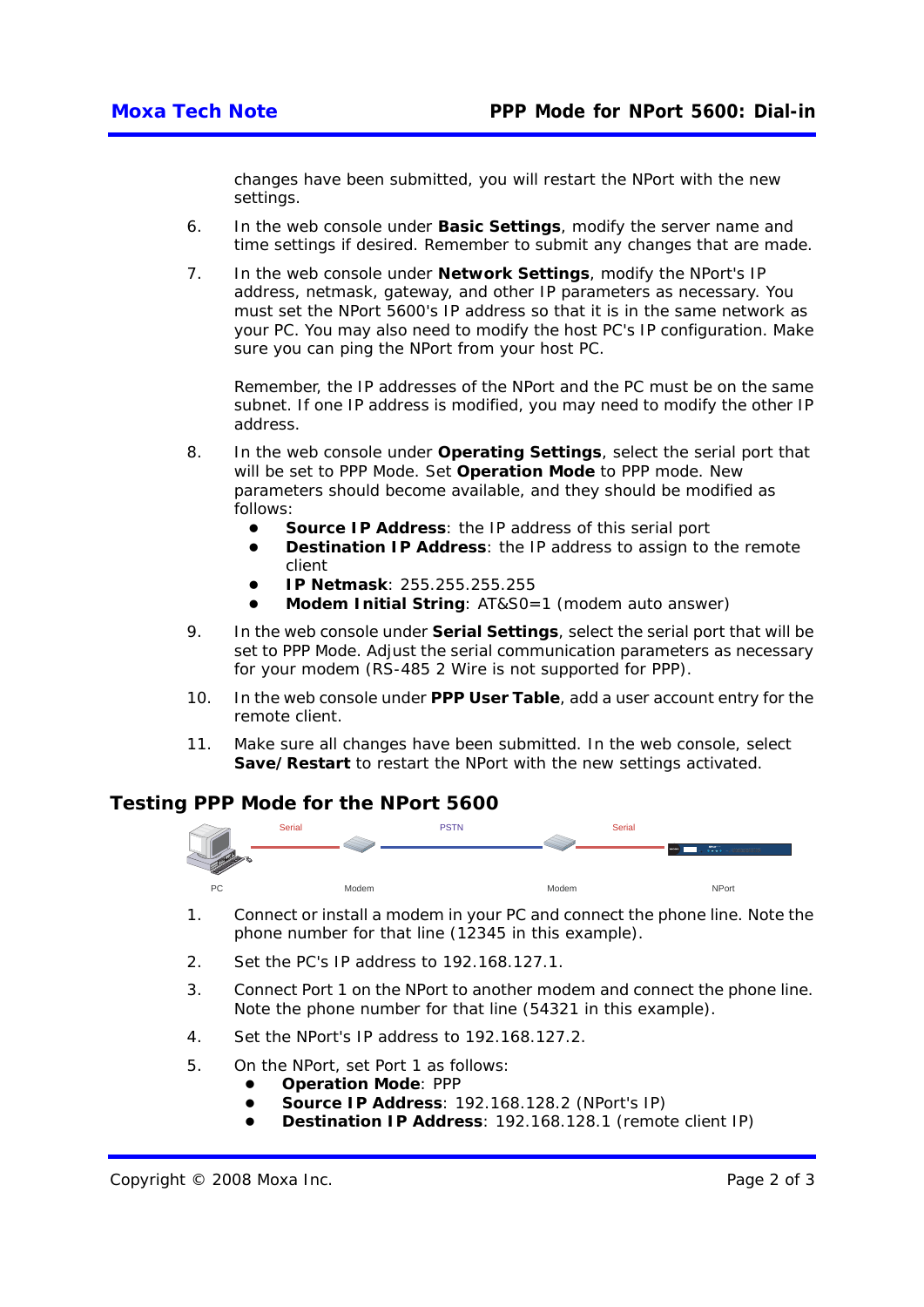changes have been submitted, you will restart the NPort with the new settings.

6. In the web console under **Basic Settings**, modify the server name and time settings if desired. Remember to submit any changes that are made.

7. In the web console under **Network Settings**, modify the NPort's IP address, netmask, gateway, and other IP parameters as necessary. You must set the NPort 5600's IP address so that it is in the same network as your PC. You may also need to modify the host PC's IP configuration. Make sure you can ping the NPort from your host PC.

   Remember, the IP addresses of the NPort and the PC must be on the same subnet. If one IP address is modified, you may need to modify the other IP address.

8. In the web console under **Operating Settings**, select the serial port that will be set to PPP Mode. Set **Operation Mode** to PPP mode. New parameters should become available, and they should be modified as follows:
   - **Source IP Address**: the IP address of this serial port
   - **Destination IP Address**: the IP address to assign to the remote client
   - **IP Netmask**: 255.255.255.255
   - **Modem Initial String**: AT&S0=1 (modem auto answer)

9. In the web console under **Serial Settings**, select the serial port that will be set to PPP Mode. Adjust the serial communication parameters as necessary for your modem (RS-485 2 Wire is not supported for PPP).

10. In the web console under **PPP User Table**, add a user account entry for the remote client.

11. Make sure all changes have been submitted. In the web console, select **Save/Restart** to restart the NPort with the new settings activated.

## Testing PPP Mode for the NPort 5600

PC — Serial — Modem — PSTN — Modem — Serial — NPort

1. Connect or install a modem in your PC and connect the phone line. Note the phone number for that line (12345 in this example).

2. Set the PC's IP address to 192.168.127.1.

3. Connect Port 1 on the NPort to another modem and connect the phone line. Note the phone number for that line (54321 in this example).

4. Set the NPort's IP address to 192.168.127.2.

5. On the NPort, set Port 1 as follows:
   - **Operation Mode**: PPP
   - **Source IP Address**: 192.168.128.2 (NPort's IP)
   - **Destination IP Address**: 192.168.128.1 (remote client IP)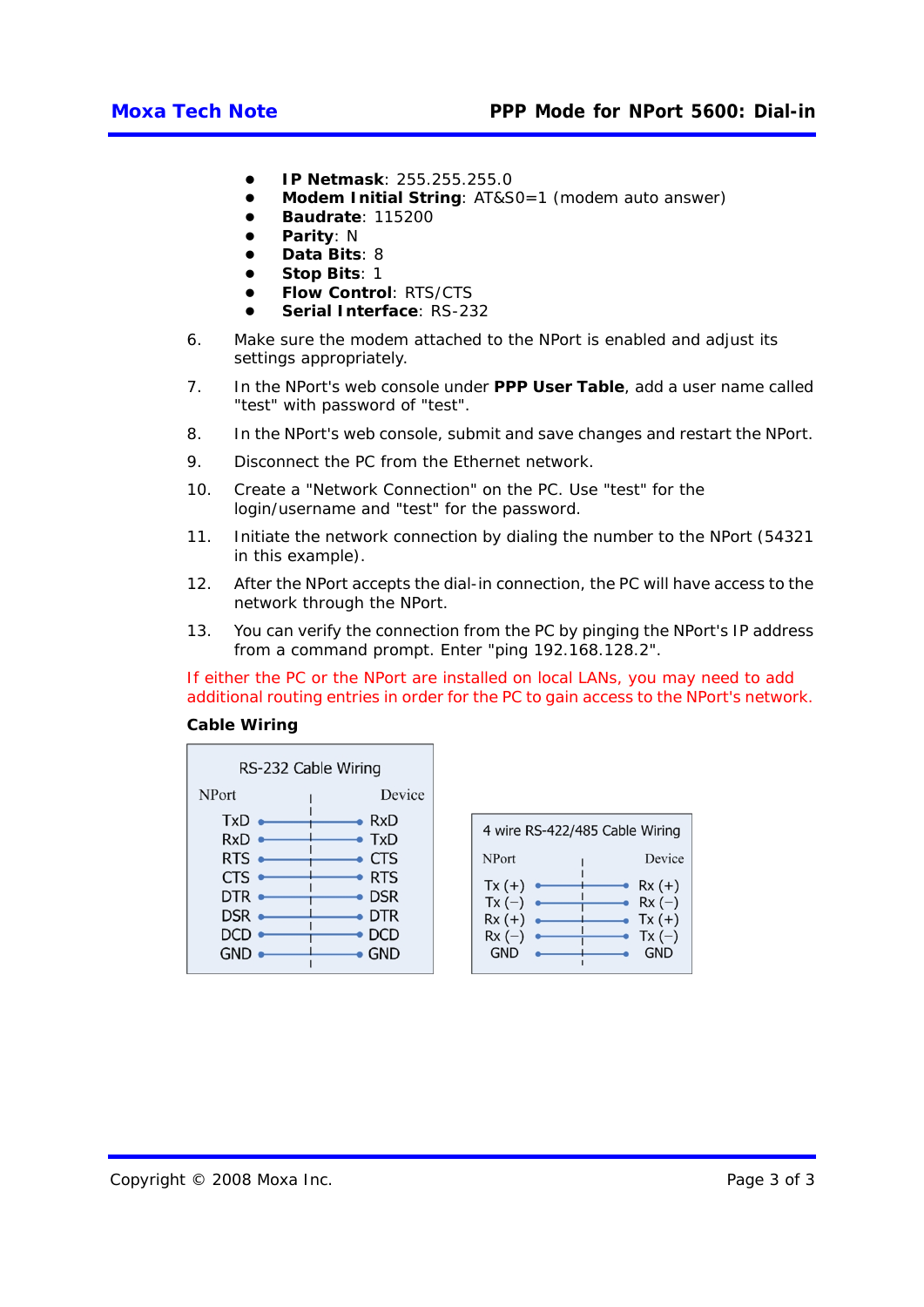- **IP Netmask**: 255.255.255.0
- **Modem Initial String**: AT&S0=1 (modem auto answer)
- **Baudrate**: 115200
- **Parity**: N
- **Data Bits**: 8
- **Stop Bits**: 1
- **Flow Control**: RTS/CTS
- **Serial Interface**: RS-232

6. Make sure the modem attached to the NPort is enabled and adjust its settings appropriately.
7. In the NPort's web console under **PPP User Table**, add a user name called "test" with password of "test".
8. In the NPort's web console, submit and save changes and restart the NPort.
9. Disconnect the PC from the Ethernet network.
10. Create a "Network Connection" on the PC. Use "test" for the login/username and "test" for the password.
11. Initiate the network connection by dialing the number to the NPort (54321 in this example).
12. After the NPort accepts the dial-in connection, the PC will have access to the network through the NPort.
13. You can verify the connection from the PC by pinging the NPort's IP address from a command prompt. Enter "ping 192.168.128.2".

If either the PC or the NPort are installed on local LANs, you may need to add additional routing entries in order for the PC to gain access to the NPort's network.

**Cable Wiring**

RS-232 Cable Wiring

NPort Device

TxD RxD
RxD TxD
RTS CTS
CTS RTS
DTR DSR
DSR DTR
DCD DCD
GND GND

4 wire RS-422/485 Cable Wiring

NPort Device

Tx (+) Rx (+)
Tx (−) Rx (−)
Rx (+) Tx (+)
Rx (−) Tx (−)
GND GND